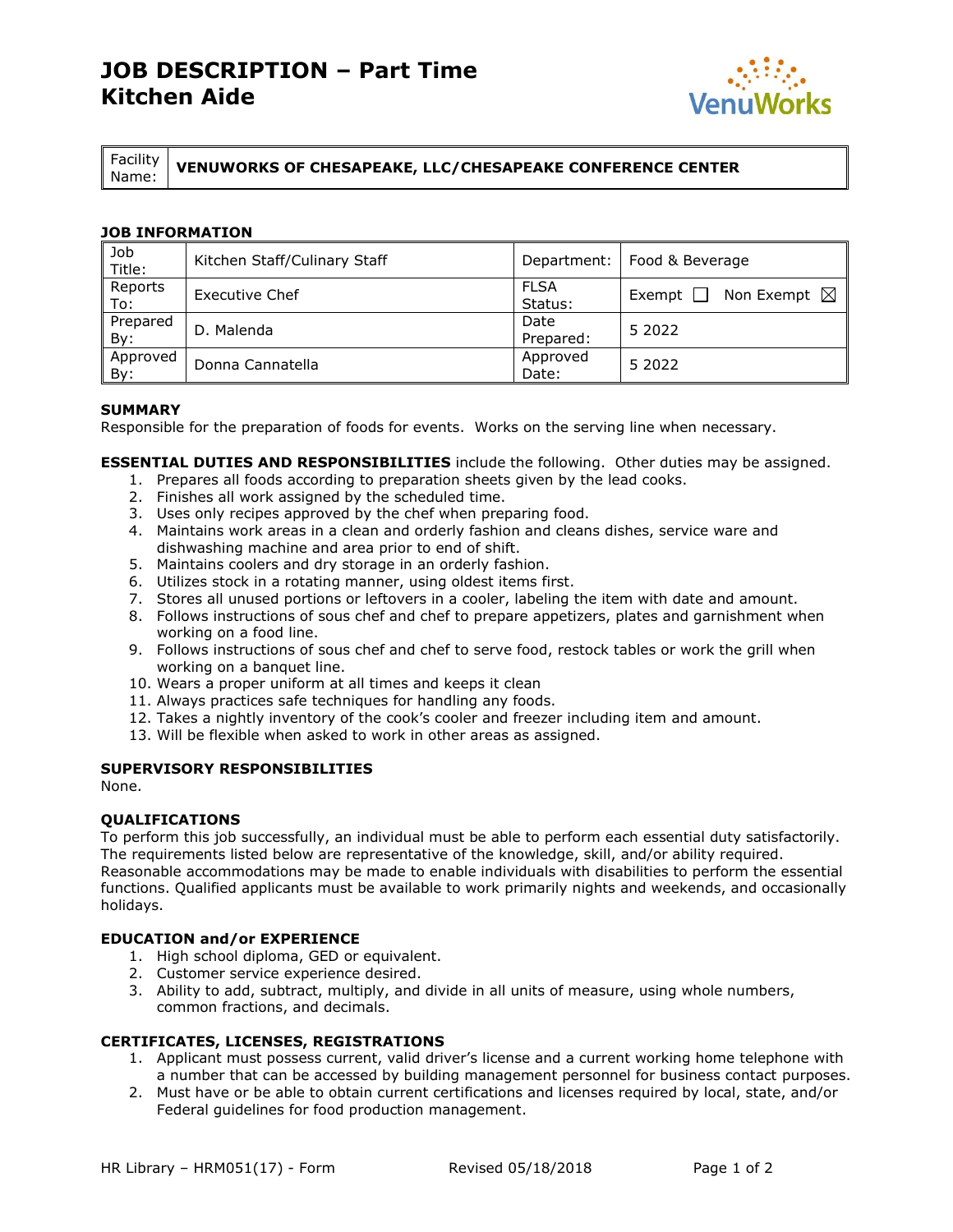# JOB DESCRIPTION – Part Time
# Kitchen Aide

| Facility Name: | VENUWORKS OF CHESAPEAKE, LLC/CHESAPEAKE CONFERENCE CENTER |
|---|---|

## JOB INFORMATION

| Job Title: | Kitchen Staff/Culinary Staff | Department: | Food & Beverage |
|---|---|---|---|
| Reports To: | Executive Chef | FLSA Status: | Exempt ☐ Non Exempt ☒ |
| Prepared By: | D. Malenda | Date Prepared: | 5 2022 |
| Approved By: | Donna Cannatella | Approved Date: | 5 2022 |

## SUMMARY

Responsible for the preparation of foods for events. Works on the serving line when necessary.

**ESSENTIAL DUTIES AND RESPONSIBILITIES** include the following. Other duties may be assigned.

1. Prepares all foods according to preparation sheets given by the lead cooks.
2. Finishes all work assigned by the scheduled time.
3. Uses only recipes approved by the chef when preparing food.
4. Maintains work areas in a clean and orderly fashion and cleans dishes, service ware and dishwashing machine and area prior to end of shift.
5. Maintains coolers and dry storage in an orderly fashion.
6. Utilizes stock in a rotating manner, using oldest items first.
7. Stores all unused portions or leftovers in a cooler, labeling the item with date and amount.
8. Follows instructions of sous chef and chef to prepare appetizers, plates and garnishment when working on a food line.
9. Follows instructions of sous chef and chef to serve food, restock tables or work the grill when working on a banquet line.
10. Wears a proper uniform at all times and keeps it clean
11. Always practices safe techniques for handling any foods.
12. Takes a nightly inventory of the cook's cooler and freezer including item and amount.
13. Will be flexible when asked to work in other areas as assigned.

## SUPERVISORY RESPONSIBILITIES

None.

## QUALIFICATIONS

To perform this job successfully, an individual must be able to perform each essential duty satisfactorily. The requirements listed below are representative of the knowledge, skill, and/or ability required. Reasonable accommodations may be made to enable individuals with disabilities to perform the essential functions. Qualified applicants must be available to work primarily nights and weekends, and occasionally holidays.

## EDUCATION and/or EXPERIENCE

1. High school diploma, GED or equivalent.
2. Customer service experience desired.
3. Ability to add, subtract, multiply, and divide in all units of measure, using whole numbers, common fractions, and decimals.

## CERTIFICATES, LICENSES, REGISTRATIONS

1. Applicant must possess current, valid driver's license and a current working home telephone with a number that can be accessed by building management personnel for business contact purposes.
2. Must have or be able to obtain current certifications and licenses required by local, state, and/or Federal guidelines for food production management.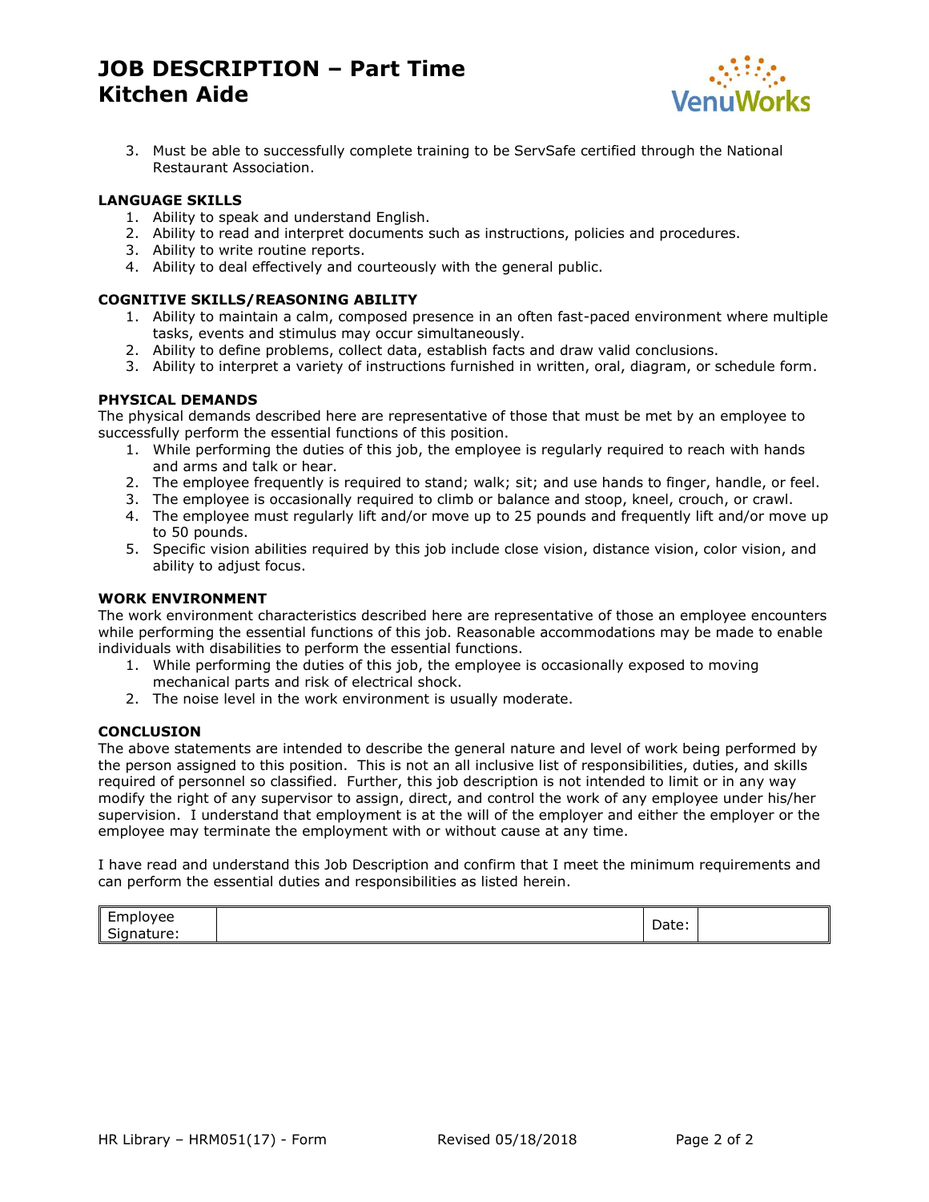3. Must be able to successfully complete training to be ServSafe certified through the National Restaurant Association.

**LANGUAGE SKILLS**

1. Ability to speak and understand English.
2. Ability to read and interpret documents such as instructions, policies and procedures.
3. Ability to write routine reports.
4. Ability to deal effectively and courteously with the general public.

**COGNITIVE SKILLS/REASONING ABILITY**

1. Ability to maintain a calm, composed presence in an often fast-paced environment where multiple tasks, events and stimulus may occur simultaneously.
2. Ability to define problems, collect data, establish facts and draw valid conclusions.
3. Ability to interpret a variety of instructions furnished in written, oral, diagram, or schedule form.

**PHYSICAL DEMANDS**

The physical demands described here are representative of those that must be met by an employee to successfully perform the essential functions of this position.

1. While performing the duties of this job, the employee is regularly required to reach with hands and arms and talk or hear.
2. The employee frequently is required to stand; walk; sit; and use hands to finger, handle, or feel.
3. The employee is occasionally required to climb or balance and stoop, kneel, crouch, or crawl.
4. The employee must regularly lift and/or move up to 25 pounds and frequently lift and/or move up to 50 pounds.
5. Specific vision abilities required by this job include close vision, distance vision, color vision, and ability to adjust focus.

**WORK ENVIRONMENT**

The work environment characteristics described here are representative of those an employee encounters while performing the essential functions of this job. Reasonable accommodations may be made to enable individuals with disabilities to perform the essential functions.

1. While performing the duties of this job, the employee is occasionally exposed to moving mechanical parts and risk of electrical shock.
2. The noise level in the work environment is usually moderate.

**CONCLUSION**

The above statements are intended to describe the general nature and level of work being performed by the person assigned to this position. This is not an all inclusive list of responsibilities, duties, and skills required of personnel so classified. Further, this job description is not intended to limit or in any way modify the right of any supervisor to assign, direct, and control the work of any employee under his/her supervision. I understand that employment is at the will of the employer and either the employer or the employee may terminate the employment with or without cause at any time.

I have read and understand this Job Description and confirm that I meet the minimum requirements and can perform the essential duties and responsibilities as listed herein.

| | | | |
|---|---|---|---|
| Employee Signature: | | Date: | |